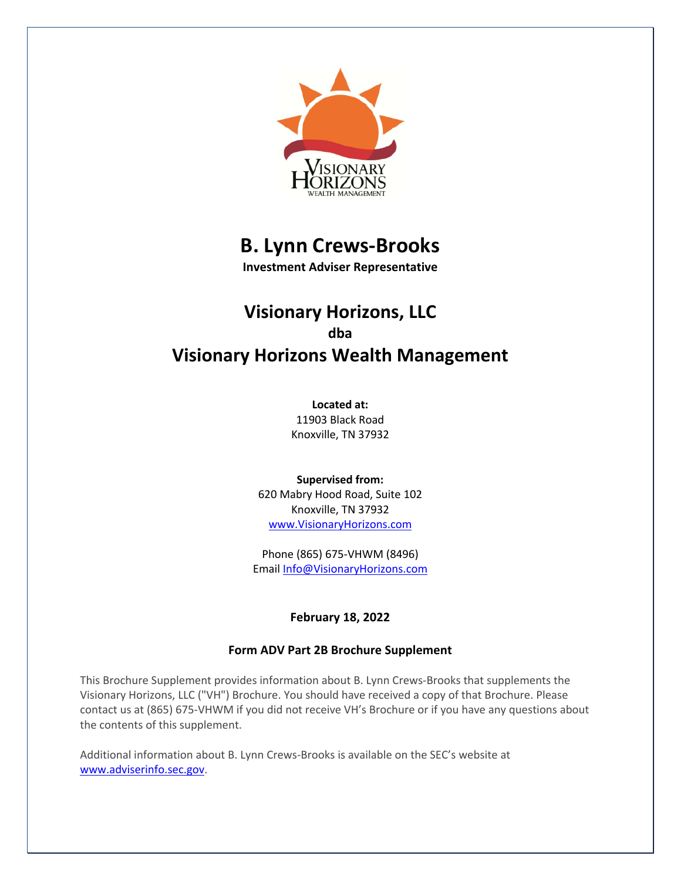# B. Lynn Crews-Brooks

**Investment Adviser Representative**

## Visionary Horizons, LLC

**dba**

## Visionary Horizons Wealth Management

**Located at:**
11903 Black Road
Knoxville, TN 37932

**Supervised from:**
620 Mabry Hood Road, Suite 102
Knoxville, TN 37932
www.VisionaryHorizons.com

Phone (865) 675-VHWM (8496)
Email Info@VisionaryHorizons.com

**February 18, 2022**

### Form ADV Part 2B Brochure Supplement

This Brochure Supplement provides information about B. Lynn Crews-Brooks that supplements the Visionary Horizons, LLC ("VH") Brochure. You should have received a copy of that Brochure. Please contact us at (865) 675-VHWM if you did not receive VH's Brochure or if you have any questions about the contents of this supplement.

Additional information about B. Lynn Crews-Brooks is available on the SEC's website at www.adviserinfo.sec.gov.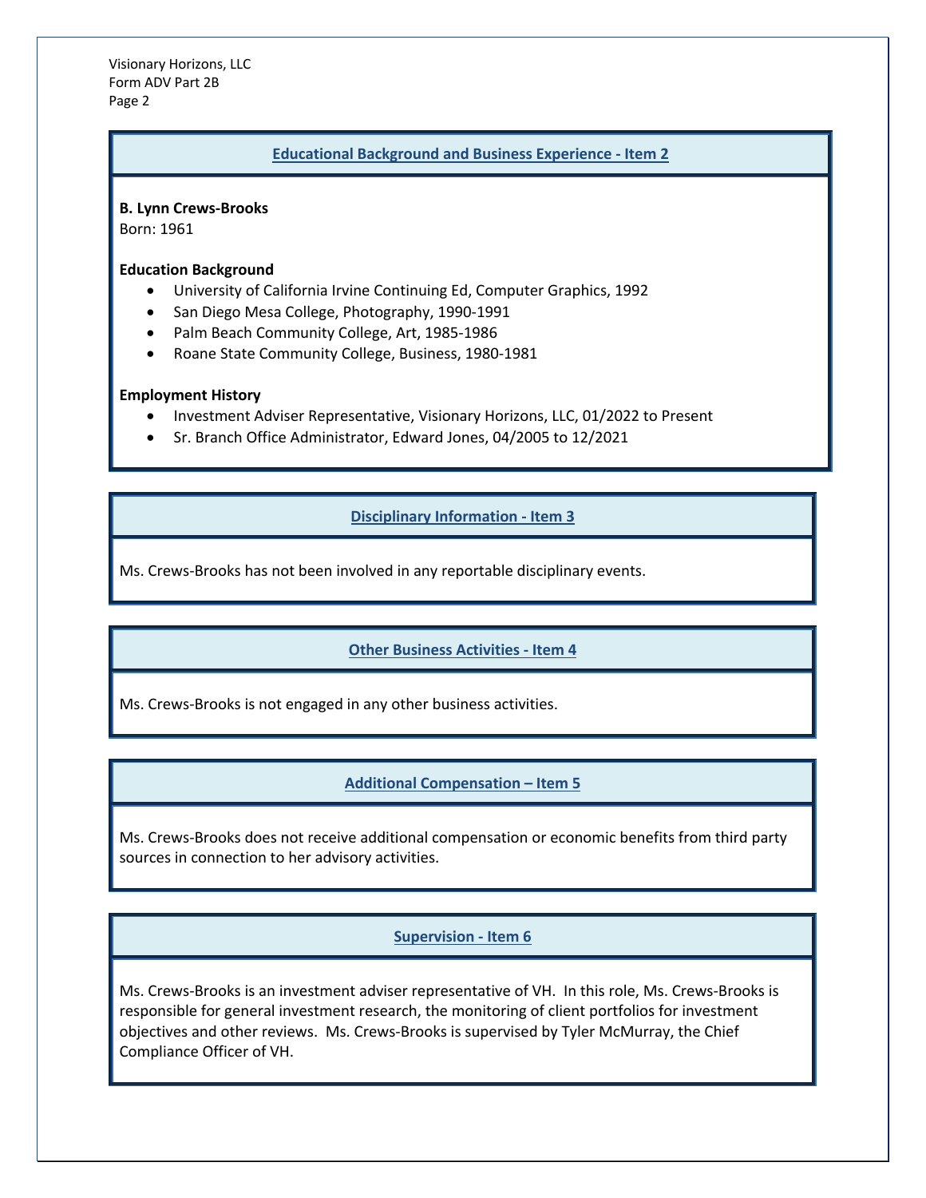## Educational Background and Business Experience - Item 2

**B. Lynn Crews-Brooks**
Born: 1961

**Education Background**

- University of California Irvine Continuing Ed, Computer Graphics, 1992
- San Diego Mesa College, Photography, 1990-1991
- Palm Beach Community College, Art, 1985-1986
- Roane State Community College, Business, 1980-1981

**Employment History**

- Investment Adviser Representative, Visionary Horizons, LLC, 01/2022 to Present
- Sr. Branch Office Administrator, Edward Jones, 04/2005 to 12/2021

## Disciplinary Information - Item 3

Ms. Crews-Brooks has not been involved in any reportable disciplinary events.

## Other Business Activities - Item 4

Ms. Crews-Brooks is not engaged in any other business activities.

## Additional Compensation – Item 5

Ms. Crews-Brooks does not receive additional compensation or economic benefits from third party sources in connection to her advisory activities.

## Supervision - Item 6

Ms. Crews-Brooks is an investment adviser representative of VH. In this role, Ms. Crews-Brooks is responsible for general investment research, the monitoring of client portfolios for investment objectives and other reviews. Ms. Crews-Brooks is supervised by Tyler McMurray, the Chief Compliance Officer of VH.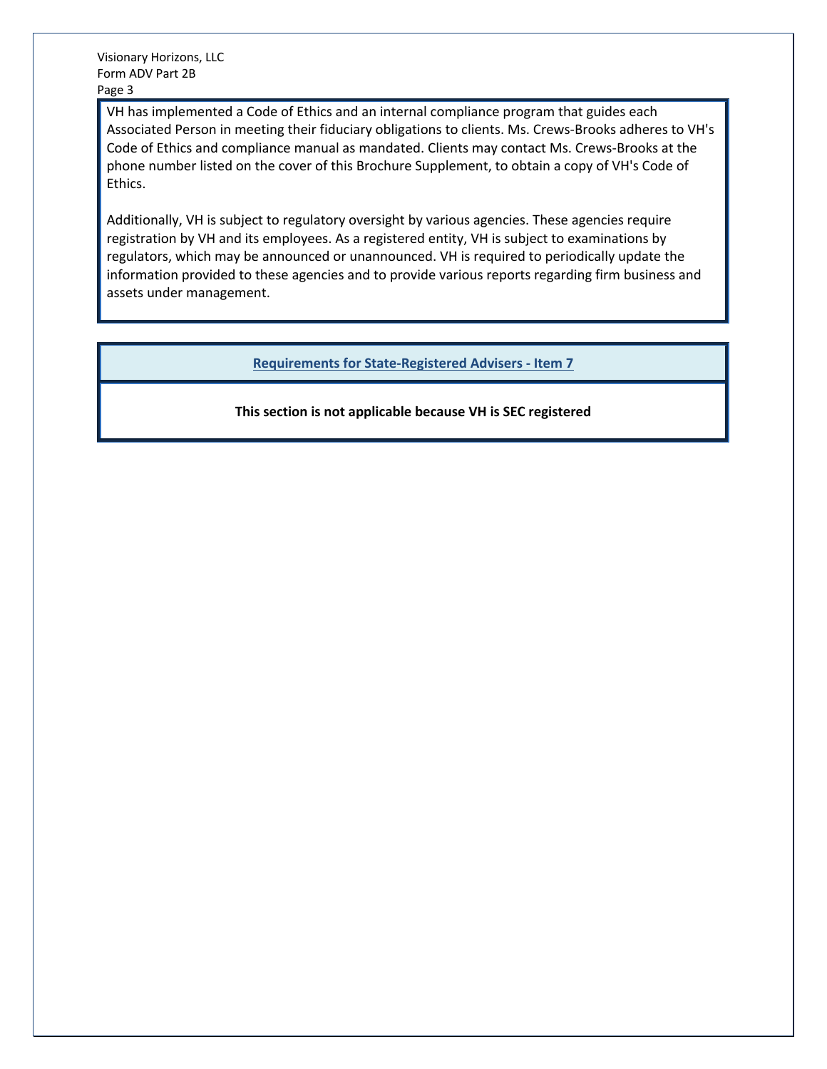VH has implemented a Code of Ethics and an internal compliance program that guides each Associated Person in meeting their fiduciary obligations to clients. Ms. Crews-Brooks adheres to VH's Code of Ethics and compliance manual as mandated. Clients may contact Ms. Crews-Brooks at the phone number listed on the cover of this Brochure Supplement, to obtain a copy of VH's Code of Ethics.

Additionally, VH is subject to regulatory oversight by various agencies. These agencies require registration by VH and its employees. As a registered entity, VH is subject to examinations by regulators, which may be announced or unannounced. VH is required to periodically update the information provided to these agencies and to provide various reports regarding firm business and assets under management.

## Requirements for State-Registered Advisers - Item 7

**This section is not applicable because VH is SEC registered**